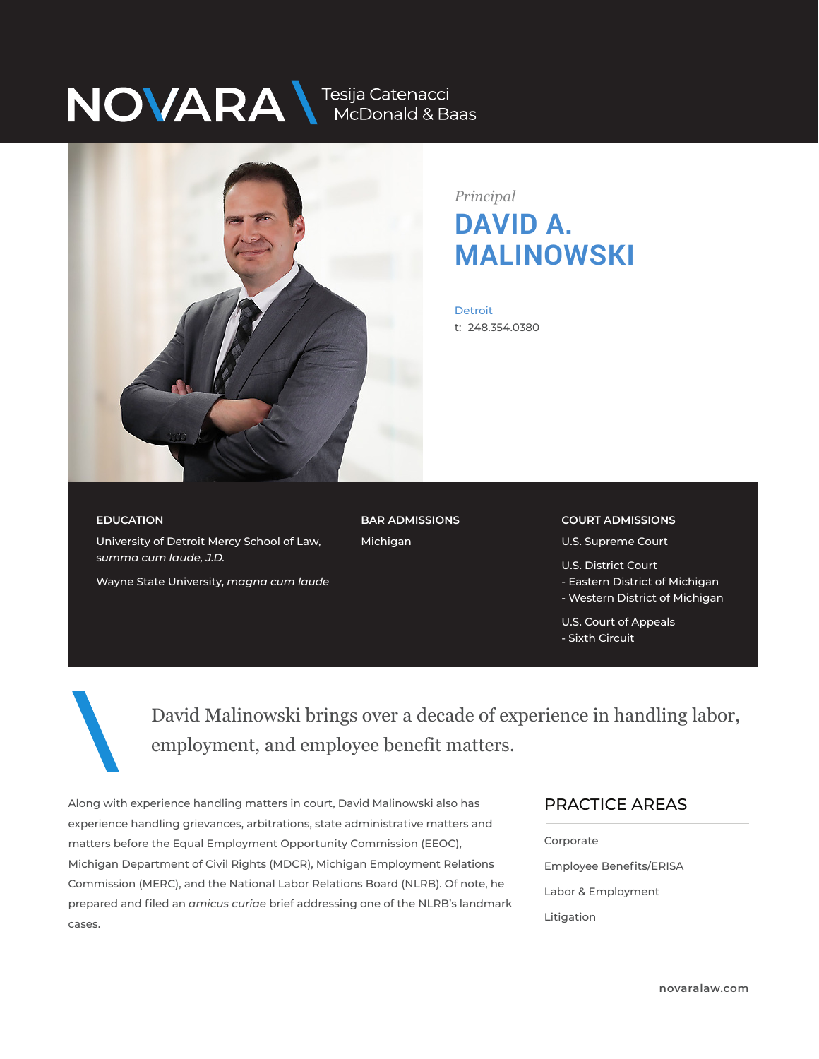# NOVARA Tesija Catenacci McDonald & Baas

*Principal*

# DAVID A. MALINOWSKI

Detroit
t: 248.354.0380

### EDUCATION

University of Detroit Mercy School of Law, *summa cum laude, J.D.*

Wayne State University, *magna cum laude*

### BAR ADMISSIONS

Michigan

### COURT ADMISSIONS

U.S. Supreme Court

U.S. District Court
- Eastern District of Michigan
- Western District of Michigan

U.S. Court of Appeals
- Sixth Circuit

> David Malinowski brings over a decade of experience in handling labor, employment, and employee benefit matters.

Along with experience handling matters in court, David Malinowski also has experience handling grievances, arbitrations, state administrative matters and matters before the Equal Employment Opportunity Commission (EEOC), Michigan Department of Civil Rights (MDCR), Michigan Employment Relations Commission (MERC), and the National Labor Relations Board (NLRB). Of note, he prepared and filed an *amicus curiae* brief addressing one of the NLRB's landmark cases.

## PRACTICE AREAS

Corporate

Employee Benefits/ERISA

Labor & Employment

Litigation

novaralaw.com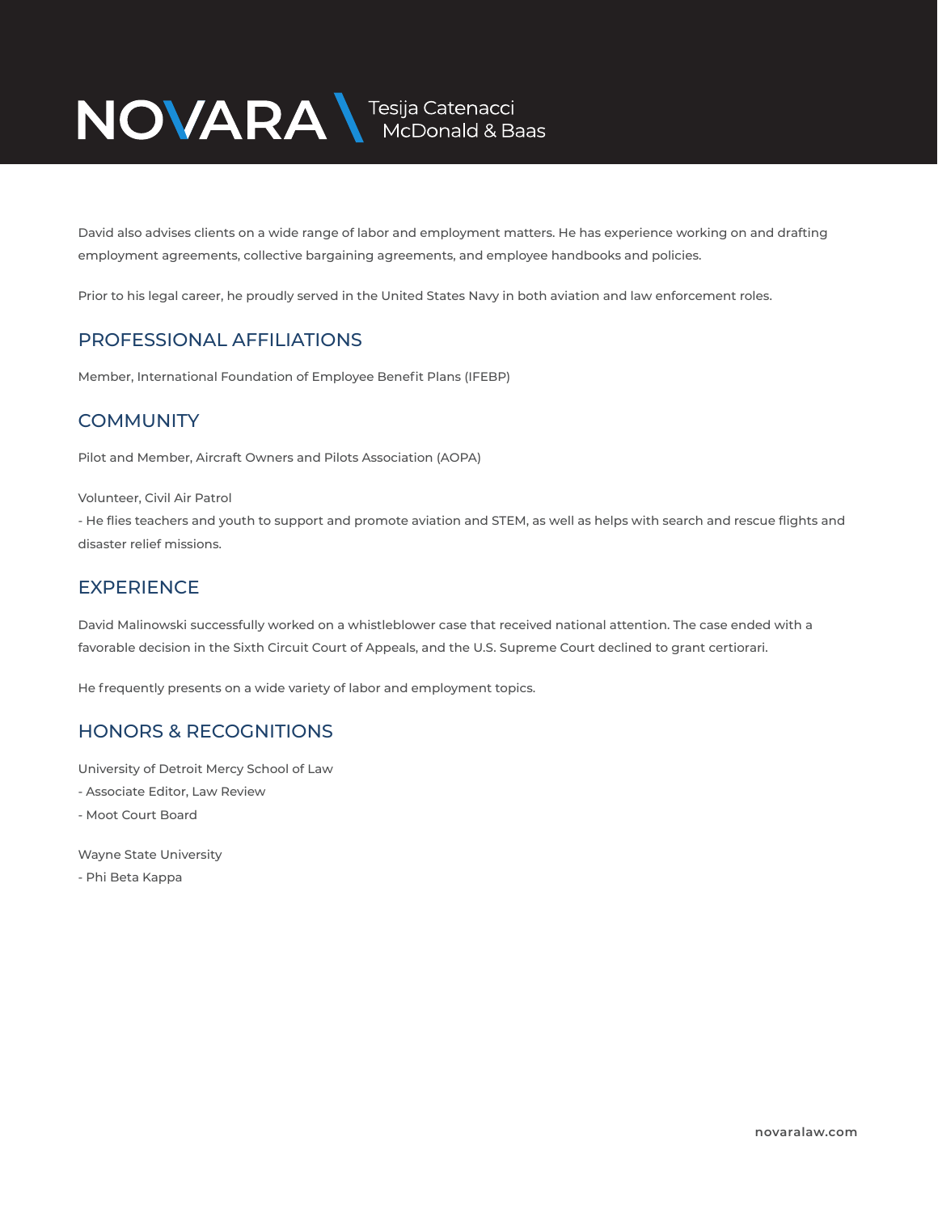David also advises clients on a wide range of labor and employment matters. He has experience working on and drafting employment agreements, collective bargaining agreements, and employee handbooks and policies.

Prior to his legal career, he proudly served in the United States Navy in both aviation and law enforcement roles.

## PROFESSIONAL AFFILIATIONS

Member, International Foundation of Employee Benefit Plans (IFEBP)

## COMMUNITY

Pilot and Member, Aircraft Owners and Pilots Association (AOPA)

Volunteer, Civil Air Patrol
- He flies teachers and youth to support and promote aviation and STEM, as well as helps with search and rescue flights and disaster relief missions.

## EXPERIENCE

David Malinowski successfully worked on a whistleblower case that received national attention. The case ended with a favorable decision in the Sixth Circuit Court of Appeals, and the U.S. Supreme Court declined to grant certiorari.

He frequently presents on a wide variety of labor and employment topics.

## HONORS & RECOGNITIONS

University of Detroit Mercy School of Law
- Associate Editor, Law Review
- Moot Court Board

Wayne State University
- Phi Beta Kappa